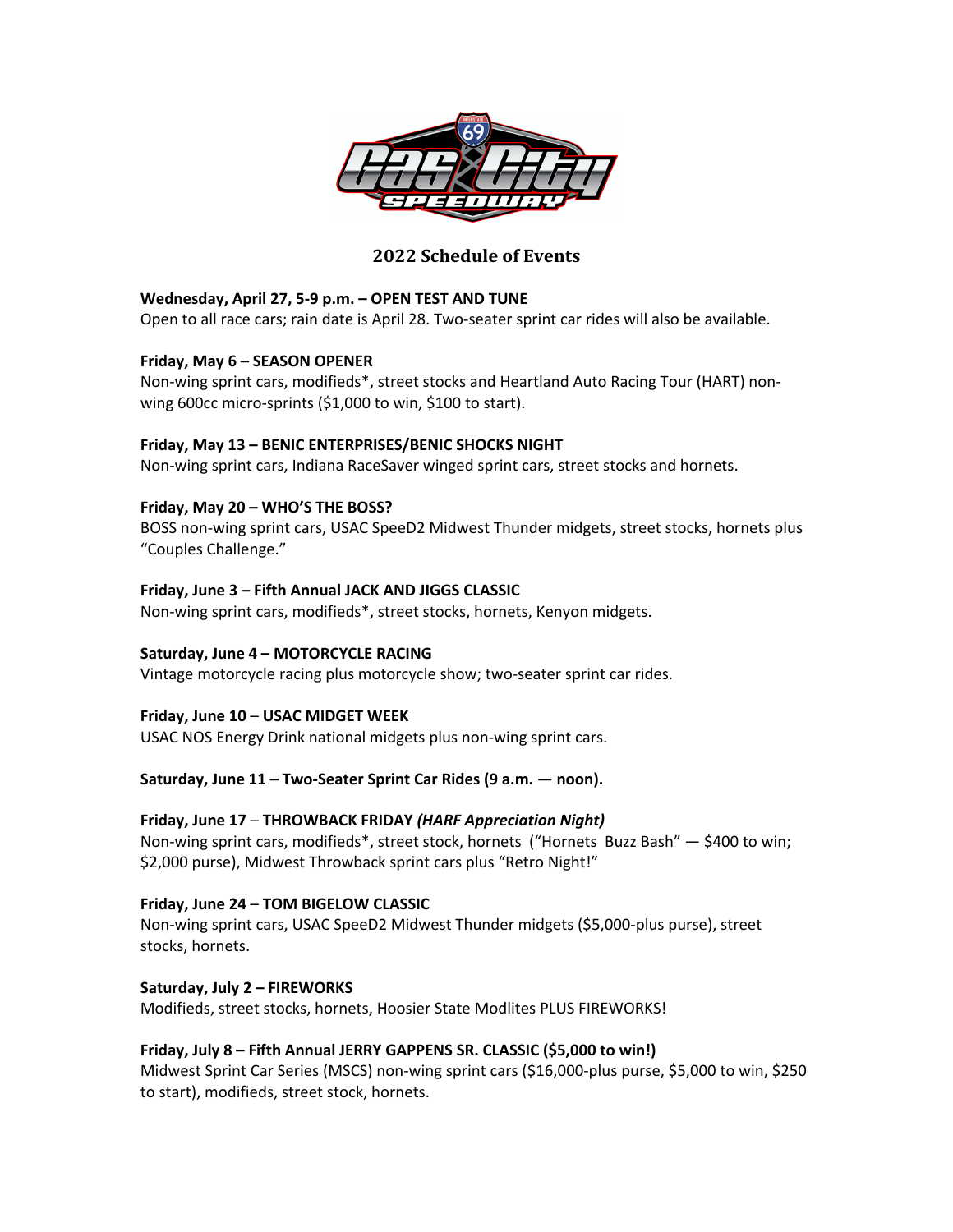## 2022 Schedule of Events

**Wednesday, April 27, 5-9 p.m. – OPEN TEST AND TUNE**
Open to all race cars; rain date is April 28. Two-seater sprint car rides will also be available.

**Friday, May 6 – SEASON OPENER**
Non-wing sprint cars, modifieds*, street stocks and Heartland Auto Racing Tour (HART) non-wing 600cc micro-sprints ($1,000 to win, $100 to start).

**Friday, May 13 – BENIC ENTERPRISES/BENIC SHOCKS NIGHT**
Non-wing sprint cars, Indiana RaceSaver winged sprint cars, street stocks and hornets.

**Friday, May 20 – WHO'S THE BOSS?**
BOSS non-wing sprint cars, USAC SpeeD2 Midwest Thunder midgets, street stocks, hornets plus "Couples Challenge."

**Friday, June 3 – Fifth Annual JACK AND JIGGS CLASSIC**
Non-wing sprint cars, modifieds*, street stocks, hornets, Kenyon midgets.

**Saturday, June 4 – MOTORCYCLE RACING**
Vintage motorcycle racing plus motorcycle show; two-seater sprint car rides.

**Friday, June 10** – **USAC MIDGET WEEK**
USAC NOS Energy Drink national midgets plus non-wing sprint cars.

**Saturday, June 11 – Two-Seater Sprint Car Rides (9 a.m. — noon).**

**Friday, June 17** – **THROWBACK FRIDAY** ***(HARF Appreciation Night)***
Non-wing sprint cars, modifieds*, street stock, hornets ("Hornets Buzz Bash" — $400 to win; $2,000 purse), Midwest Throwback sprint cars plus "Retro Night!"

**Friday, June 24** – **TOM BIGELOW CLASSIC**
Non-wing sprint cars, USAC SpeeD2 Midwest Thunder midgets ($5,000-plus purse), street stocks, hornets.

**Saturday, July 2 – FIREWORKS**
Modifieds, street stocks, hornets, Hoosier State Modlites PLUS FIREWORKS!

**Friday, July 8 – Fifth Annual JERRY GAPPENS SR. CLASSIC ($5,000 to win!)**
Midwest Sprint Car Series (MSCS) non-wing sprint cars ($16,000-plus purse, $5,000 to win, $250 to start), modifieds, street stock, hornets.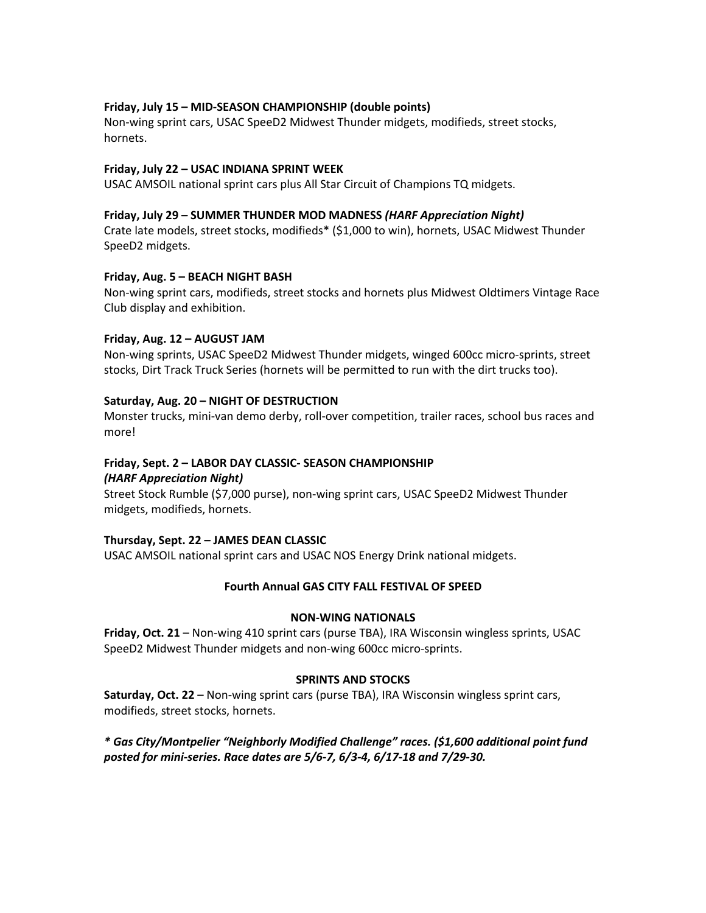**Friday, July 15 – MID-SEASON CHAMPIONSHIP (double points)**
Non-wing sprint cars, USAC SpeeD2 Midwest Thunder midgets, modifieds, street stocks, hornets.

**Friday, July 22 – USAC INDIANA SPRINT WEEK**
USAC AMSOIL national sprint cars plus All Star Circuit of Champions TQ midgets.

**Friday, July 29 – SUMMER THUNDER MOD MADNESS *(HARF Appreciation Night)***
Crate late models, street stocks, modifieds* ($1,000 to win), hornets, USAC Midwest Thunder SpeeD2 midgets.

**Friday, Aug. 5 – BEACH NIGHT BASH**
Non-wing sprint cars, modifieds, street stocks and hornets plus Midwest Oldtimers Vintage Race Club display and exhibition.

**Friday, Aug. 12 – AUGUST JAM**
Non-wing sprints, USAC SpeeD2 Midwest Thunder midgets, winged 600cc micro-sprints, street stocks, Dirt Track Truck Series (hornets will be permitted to run with the dirt trucks too).

**Saturday, Aug. 20 – NIGHT OF DESTRUCTION**
Monster trucks, mini-van demo derby, roll-over competition, trailer races, school bus races and more!

**Friday, Sept. 2 – LABOR DAY CLASSIC- SEASON CHAMPIONSHIP**
***(HARF Appreciation Night)***
Street Stock Rumble ($7,000 purse), non-wing sprint cars, USAC SpeeD2 Midwest Thunder midgets, modifieds, hornets.

**Thursday, Sept. 22 – JAMES DEAN CLASSIC**
USAC AMSOIL national sprint cars and USAC NOS Energy Drink national midgets.

**Fourth Annual GAS CITY FALL FESTIVAL OF SPEED**

**NON-WING NATIONALS**

**Friday, Oct. 21** – Non-wing 410 sprint cars (purse TBA), IRA Wisconsin wingless sprints, USAC SpeeD2 Midwest Thunder midgets and non-wing 600cc micro-sprints.

**SPRINTS AND STOCKS**

**Saturday, Oct. 22** – Non-wing sprint cars (purse TBA), IRA Wisconsin wingless sprint cars, modifieds, street stocks, hornets.

***\* Gas City/Montpelier "Neighborly Modified Challenge" races. ($1,600 additional point fund posted for mini-series. Race dates are 5/6-7, 6/3-4, 6/17-18 and 7/29-30.***